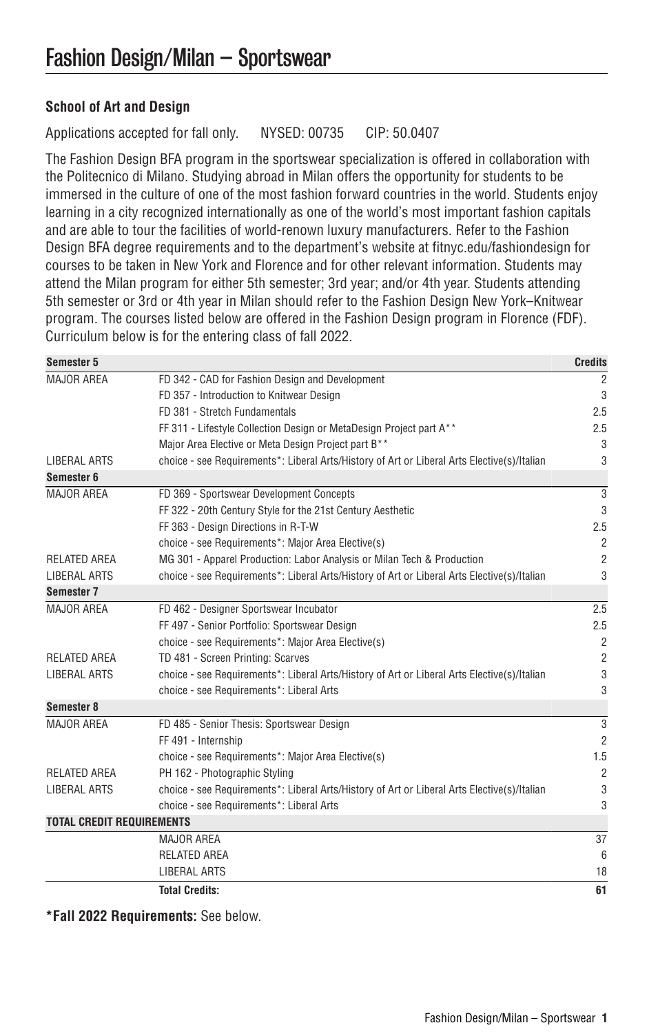# Fashion Design/Milan – Sportswear

**School of Art and Design**

Applications accepted for fall only. NYSED: 00735 CIP: 50.0407

The Fashion Design BFA program in the sportswear specialization is offered in collaboration with the Politecnico di Milano. Studying abroad in Milan offers the opportunity for students to be immersed in the culture of one of the most fashion forward countries in the world. Students enjoy learning in a city recognized internationally as one of the world's most important fashion capitals and are able to tour the facilities of world-renown luxury manufacturers. Refer to the Fashion Design BFA degree requirements and to the department's website at fitnyc.edu/fashiondesign for courses to be taken in New York and Florence and for other relevant information. Students may attend the Milan program for either 5th semester; 3rd year; and/or 4th year. Students attending 5th semester or 3rd or 4th year in Milan should refer to the Fashion Design New York–Knitwear program. The courses listed below are offered in the Fashion Design program in Florence (FDF). Curriculum below is for the entering class of fall 2022.

| Semester 5 | | Credits |
|---|---|---|
| MAJOR AREA | FD 342 - CAD for Fashion Design and Development | 2 |
| | FD 357 - Introduction to Knitwear Design | 3 |
| | FD 381 - Stretch Fundamentals | 2.5 |
| | FF 311 - Lifestyle Collection Design or MetaDesign Project part A** | 2.5 |
| | Major Area Elective or Meta Design Project part B** | 3 |
| LIBERAL ARTS | choice - see Requirements*: Liberal Arts/History of Art or Liberal Arts Elective(s)/Italian | 3 |
| **Semester 6** | | |
| MAJOR AREA | FD 369 - Sportswear Development Concepts | 3 |
| | FF 322 - 20th Century Style for the 21st Century Aesthetic | 3 |
| | FF 363 - Design Directions in R-T-W | 2.5 |
| | choice - see Requirements*: Major Area Elective(s) | 2 |
| RELATED AREA | MG 301 - Apparel Production: Labor Analysis or Milan Tech & Production | 2 |
| LIBERAL ARTS | choice - see Requirements*: Liberal Arts/History of Art or Liberal Arts Elective(s)/Italian | 3 |
| **Semester 7** | | |
| MAJOR AREA | FD 462 - Designer Sportswear Incubator | 2.5 |
| | FF 497 - Senior Portfolio: Sportswear Design | 2.5 |
| | choice - see Requirements*: Major Area Elective(s) | 2 |
| RELATED AREA | TD 481 - Screen Printing: Scarves | 2 |
| LIBERAL ARTS | choice - see Requirements*: Liberal Arts/History of Art or Liberal Arts Elective(s)/Italian | 3 |
| | choice - see Requirements*: Liberal Arts | 3 |
| **Semester 8** | | |
| MAJOR AREA | FD 485 - Senior Thesis: Sportswear Design | 3 |
| | FF 491 - Internship | 2 |
| | choice - see Requirements*: Major Area Elective(s) | 1.5 |
| RELATED AREA | PH 162 - Photographic Styling | 2 |
| LIBERAL ARTS | choice - see Requirements*: Liberal Arts/History of Art or Liberal Arts Elective(s)/Italian | 3 |
| | choice - see Requirements*: Liberal Arts | 3 |
| **TOTAL CREDIT REQUIREMENTS** | | |
| | MAJOR AREA | 37 |
| | RELATED AREA | 6 |
| | LIBERAL ARTS | 18 |
| | **Total Credits:** | **61** |

***Fall 2022 Requirements:** See below.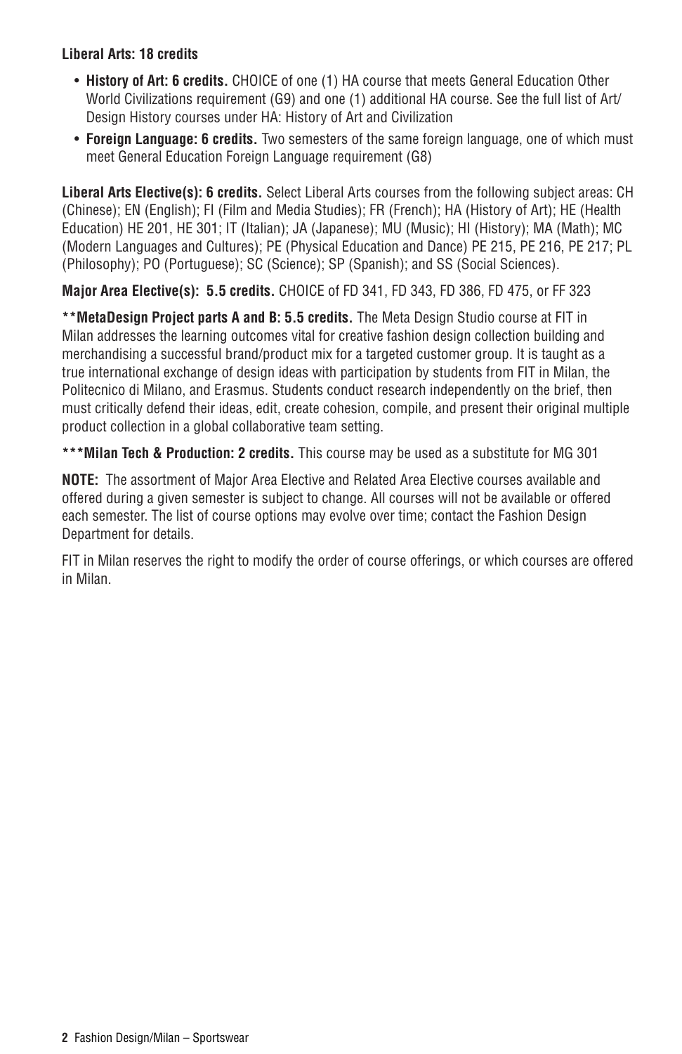**Liberal Arts: 18 credits**

- **History of Art: 6 credits.** CHOICE of one (1) HA course that meets General Education Other World Civilizations requirement (G9) and one (1) additional HA course. See the full list of Art/Design History courses under HA: History of Art and Civilization
- **Foreign Language: 6 credits.** Two semesters of the same foreign language, one of which must meet General Education Foreign Language requirement (G8)

**Liberal Arts Elective(s): 6 credits.** Select Liberal Arts courses from the following subject areas: CH (Chinese); EN (English); FI (Film and Media Studies); FR (French); HA (History of Art); HE (Health Education) HE 201, HE 301; IT (Italian); JA (Japanese); MU (Music); HI (History); MA (Math); MC (Modern Languages and Cultures); PE (Physical Education and Dance) PE 215, PE 216, PE 217; PL (Philosophy); PO (Portuguese); SC (Science); SP (Spanish); and SS (Social Sciences).

**Major Area Elective(s): 5.5 credits.** CHOICE of FD 341, FD 343, FD 386, FD 475, or FF 323

**\*\*MetaDesign Project parts A and B: 5.5 credits.** The Meta Design Studio course at FIT in Milan addresses the learning outcomes vital for creative fashion design collection building and merchandising a successful brand/product mix for a targeted customer group. It is taught as a true international exchange of design ideas with participation by students from FIT in Milan, the Politecnico di Milano, and Erasmus. Students conduct research independently on the brief, then must critically defend their ideas, edit, create cohesion, compile, and present their original multiple product collection in a global collaborative team setting.

**\*\*\*Milan Tech & Production: 2 credits.** This course may be used as a substitute for MG 301

**NOTE:** The assortment of Major Area Elective and Related Area Elective courses available and offered during a given semester is subject to change. All courses will not be available or offered each semester. The list of course options may evolve over time; contact the Fashion Design Department for details.

FIT in Milan reserves the right to modify the order of course offerings, or which courses are offered in Milan.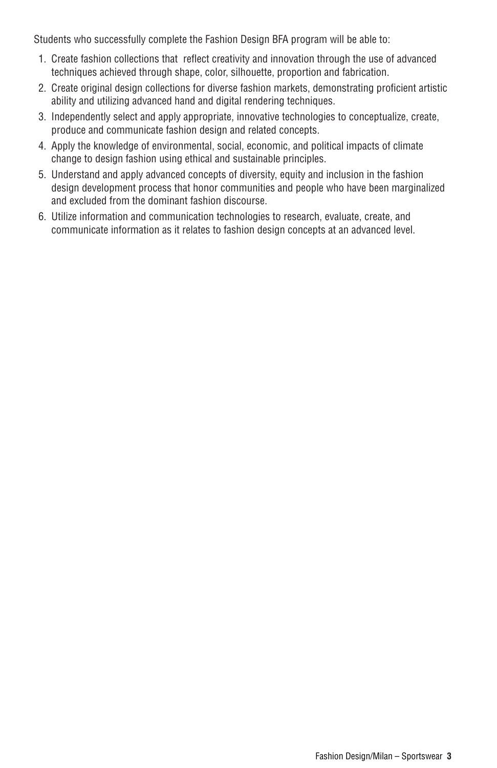Students who successfully complete the Fashion Design BFA program will be able to:

1. Create fashion collections that reflect creativity and innovation through the use of advanced techniques achieved through shape, color, silhouette, proportion and fabrication.
2. Create original design collections for diverse fashion markets, demonstrating proficient artistic ability and utilizing advanced hand and digital rendering techniques.
3. Independently select and apply appropriate, innovative technologies to conceptualize, create, produce and communicate fashion design and related concepts.
4. Apply the knowledge of environmental, social, economic, and political impacts of climate change to design fashion using ethical and sustainable principles.
5. Understand and apply advanced concepts of diversity, equity and inclusion in the fashion design development process that honor communities and people who have been marginalized and excluded from the dominant fashion discourse.
6. Utilize information and communication technologies to research, evaluate, create, and communicate information as it relates to fashion design concepts at an advanced level.